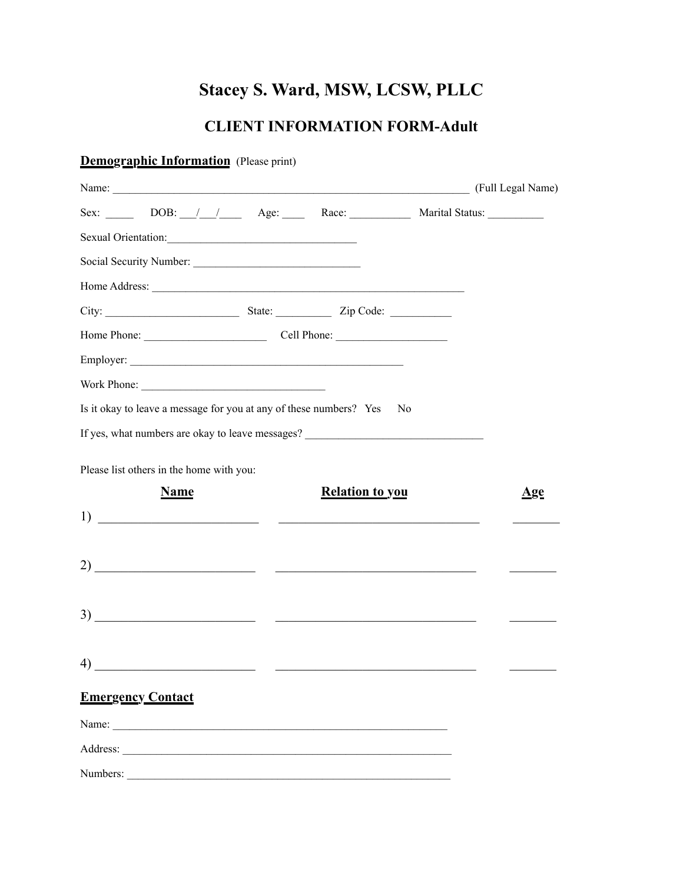# Stacey S. Ward, MSW, LCSW, PLLC

## CLIENT INFORMATION FORM-Adult

**Demographic Information** (Please print)

Name: ___________________________________________________________________ (Full Legal Name)

Sex: _____ DOB: ___/___/____ Age: ____ Race: ___________ Marital Status: __________

Sexual Orientation:__________________________________

Social Security Number: ______________________________

Home Address: __________________________________________________________

City: ________________________ State: __________ Zip Code: ___________

Home Phone: ______________________ Cell Phone: ____________________

Employer: __________________________________________________

Work Phone: _________________________________

Is it okay to leave a message for you at any of these numbers? Yes No

If yes, what numbers are okay to leave messages? ________________________________

Please list others in the home with you:

| | Name | Relation to you | Age |
|---|---|---|---|
| 1) | _________________________ | ________________________________ | _______ |
| 2) | _________________________ | ________________________________ | _______ |
| 3) | _________________________ | ________________________________ | _______ |
| 4) | _________________________ | ________________________________ | _______ |

**Emergency Contact**

Name: _____________________________________________________________

Address: ____________________________________________________________

Numbers: ___________________________________________________________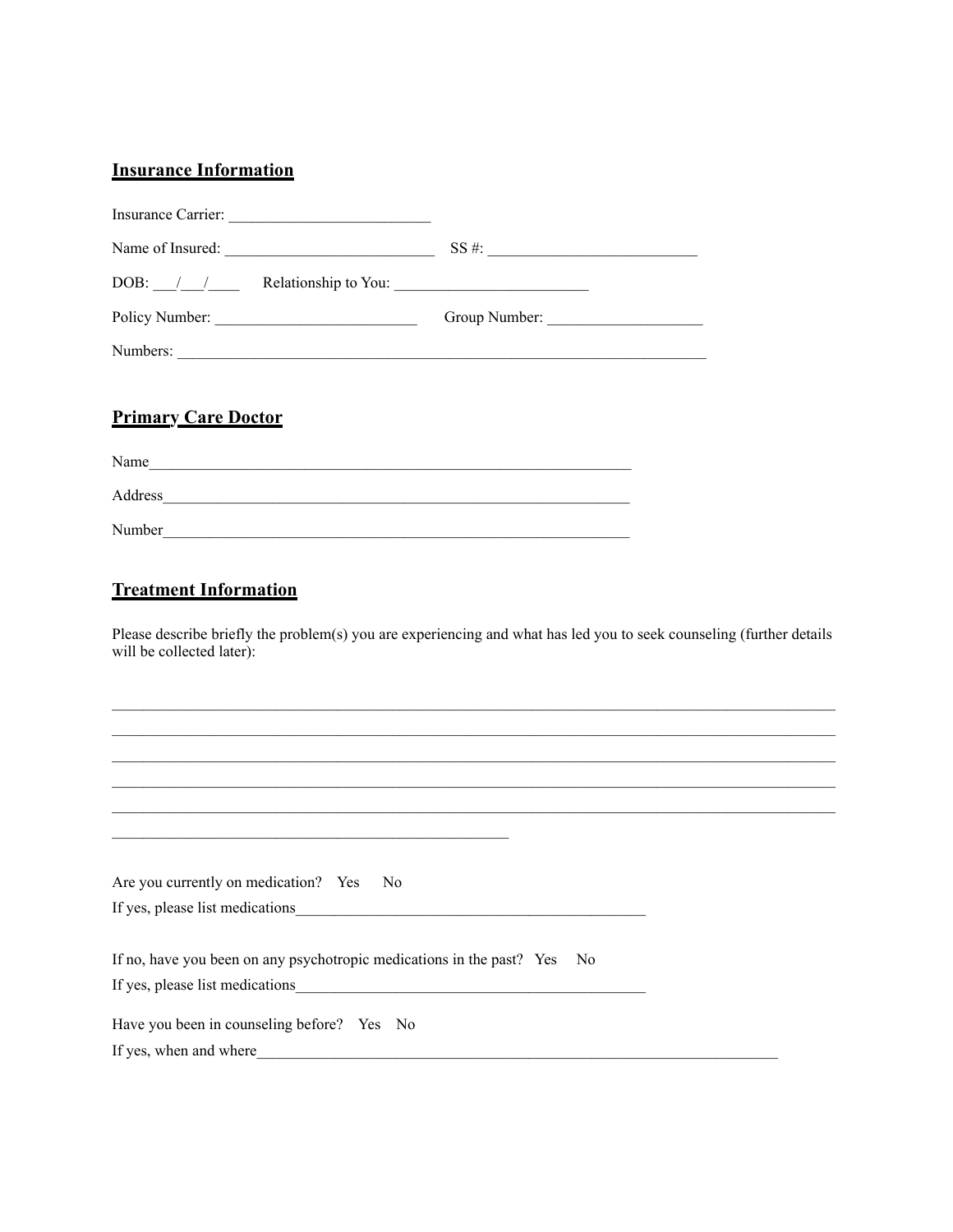## Insurance Information

Insurance Carrier: _________________________

Name of Insured: ___________________________ SS #: ___________________________

DOB: ___/___/____ Relationship to You: _________________________

Policy Number: __________________________ Group Number: ____________________

Numbers: ____________________________________________________________________

## Primary Care Doctor

Name_____________________________________________________________

Address___________________________________________________________

Number___________________________________________________________

## Treatment Information

Please describe briefly the problem(s) you are experiencing and what has led you to seek counseling (further details will be collected later):

_____________________________________________________________________________________________

_____________________________________________________________________________________________

_____________________________________________________________________________________________

_____________________________________________________________________________________________

_____________________________________________________________________________________________

___________________________________________________

Are you currently on medication? Yes No

If yes, please list medications_____________________________________________

If no, have you been on any psychotropic medications in the past? Yes No

If yes, please list medications_____________________________________________

Have you been in counseling before? Yes No

If yes, when and where__________________________________________________________________